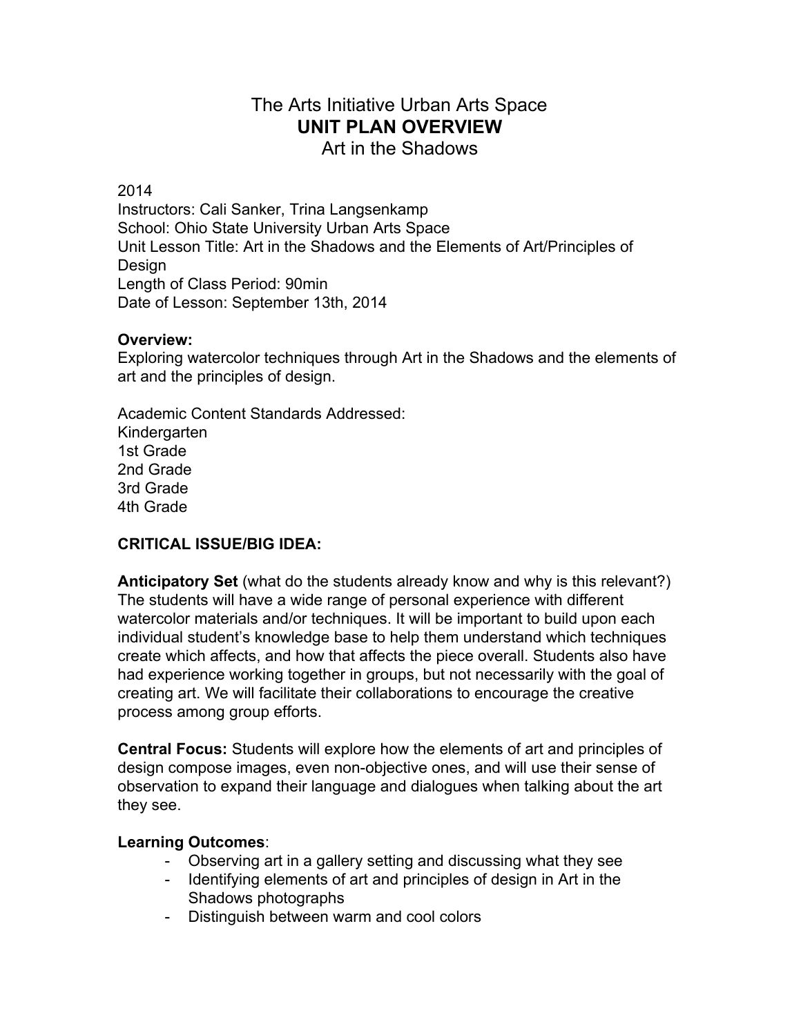# The Arts Initiative Urban Arts Space
## UNIT PLAN OVERVIEW
### Art in the Shadows

2014
Instructors: Cali Sanker, Trina Langsenkamp
School: Ohio State University Urban Arts Space
Unit Lesson Title: Art in the Shadows and the Elements of Art/Principles of Design
Length of Class Period: 90min
Date of Lesson: September 13th, 2014

**Overview:**
Exploring watercolor techniques through Art in the Shadows and the elements of art and the principles of design.

Academic Content Standards Addressed:
Kindergarten
1st Grade
2nd Grade
3rd Grade
4th Grade

**CRITICAL ISSUE/BIG IDEA:**

**Anticipatory Set** (what do the students already know and why is this relevant?)
The students will have a wide range of personal experience with different watercolor materials and/or techniques. It will be important to build upon each individual student's knowledge base to help them understand which techniques create which affects, and how that affects the piece overall. Students also have had experience working together in groups, but not necessarily with the goal of creating art. We will facilitate their collaborations to encourage the creative process among group efforts.

**Central Focus:** Students will explore how the elements of art and principles of design compose images, even non-objective ones, and will use their sense of observation to expand their language and dialogues when talking about the art they see.

**Learning Outcomes**:

- Observing art in a gallery setting and discussing what they see
- Identifying elements of art and principles of design in Art in the Shadows photographs
- Distinguish between warm and cool colors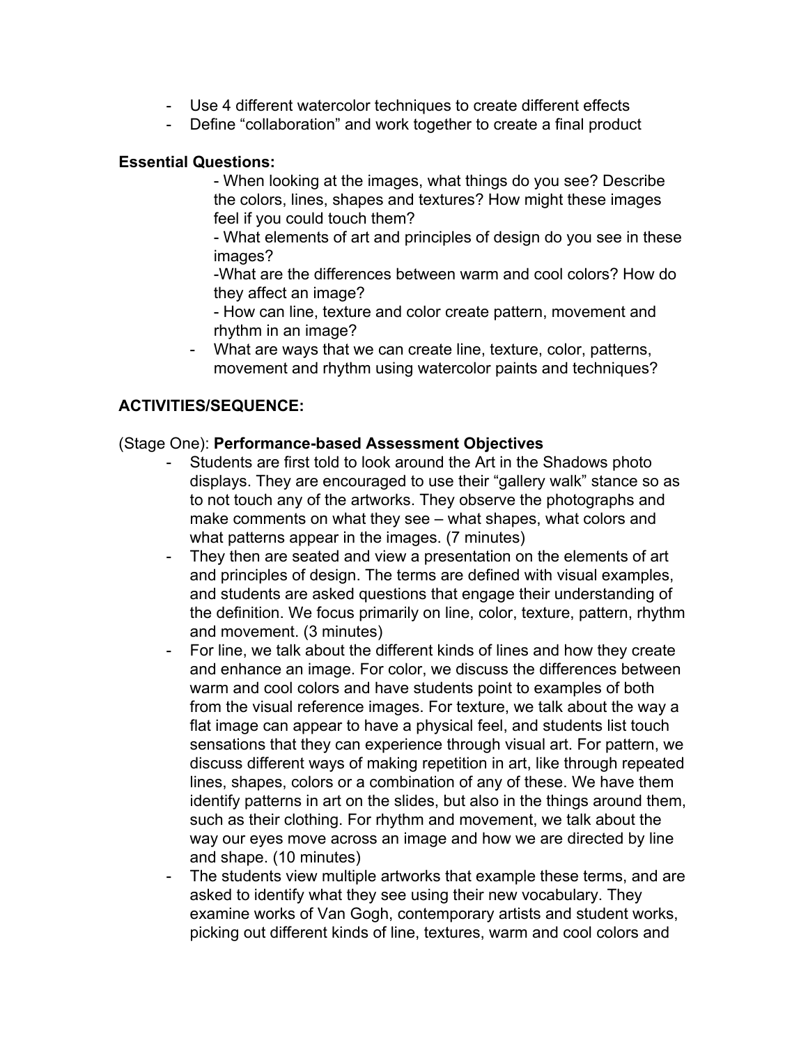- Use 4 different watercolor techniques to create different effects
- Define "collaboration" and work together to create a final product

**Essential Questions:**

- When looking at the images, what things do you see? Describe the colors, lines, shapes and textures? How might these images feel if you could touch them?
- What elements of art and principles of design do you see in these images?
- What are the differences between warm and cool colors? How do they affect an image?
- How can line, texture and color create pattern, movement and rhythm in an image?
- What are ways that we can create line, texture, color, patterns, movement and rhythm using watercolor paints and techniques?

**ACTIVITIES/SEQUENCE:**

(Stage One): **Performance-based Assessment Objectives**

- Students are first told to look around the Art in the Shadows photo displays. They are encouraged to use their "gallery walk" stance so as to not touch any of the artworks. They observe the photographs and make comments on what they see – what shapes, what colors and what patterns appear in the images. (7 minutes)
- They then are seated and view a presentation on the elements of art and principles of design. The terms are defined with visual examples, and students are asked questions that engage their understanding of the definition. We focus primarily on line, color, texture, pattern, rhythm and movement. (3 minutes)
- For line, we talk about the different kinds of lines and how they create and enhance an image. For color, we discuss the differences between warm and cool colors and have students point to examples of both from the visual reference images. For texture, we talk about the way a flat image can appear to have a physical feel, and students list touch sensations that they can experience through visual art. For pattern, we discuss different ways of making repetition in art, like through repeated lines, shapes, colors or a combination of any of these. We have them identify patterns in art on the slides, but also in the things around them, such as their clothing. For rhythm and movement, we talk about the way our eyes move across an image and how we are directed by line and shape. (10 minutes)
- The students view multiple artworks that example these terms, and are asked to identify what they see using their new vocabulary. They examine works of Van Gogh, contemporary artists and student works, picking out different kinds of line, textures, warm and cool colors and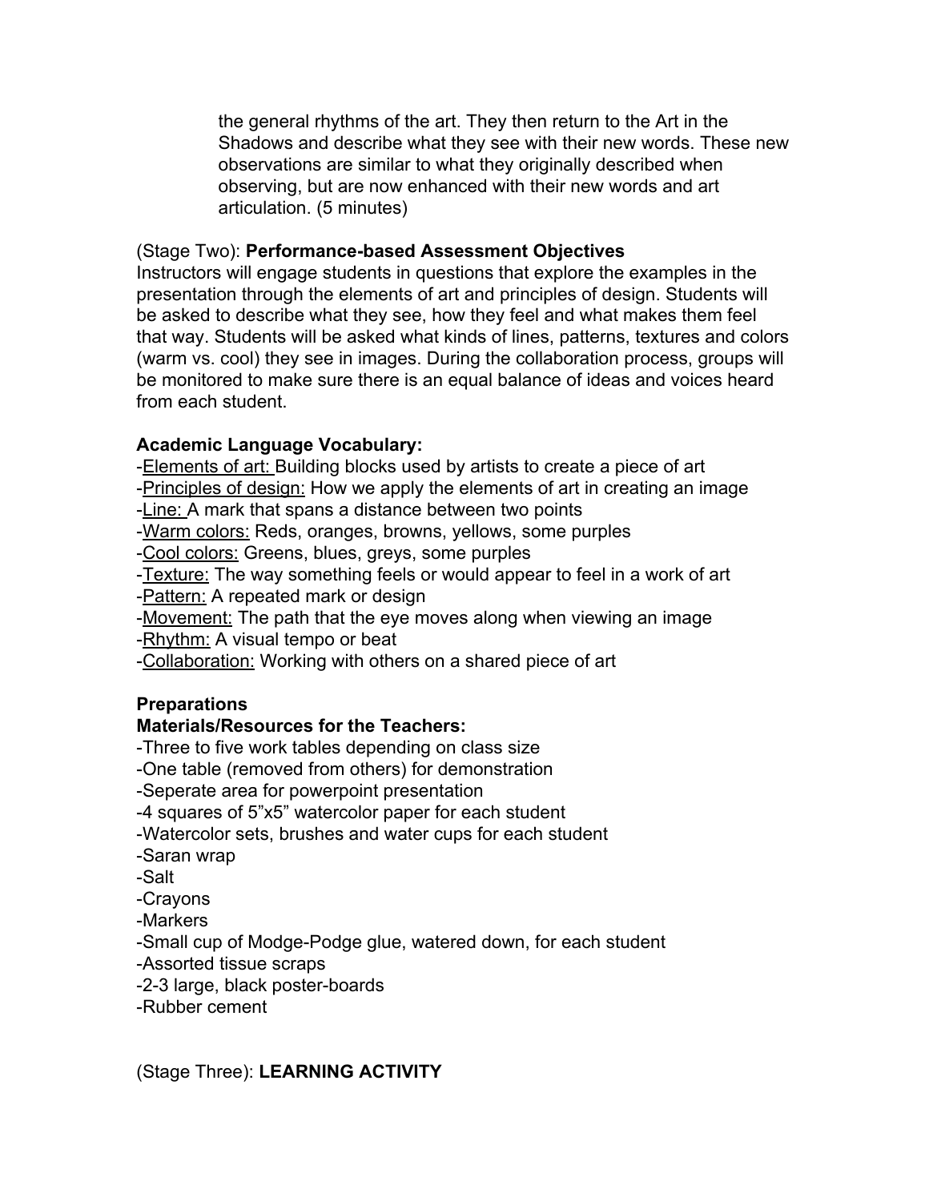the general rhythms of the art. They then return to the Art in the Shadows and describe what they see with their new words. These new observations are similar to what they originally described when observing, but are now enhanced with their new words and art articulation. (5 minutes)

(Stage Two): **Performance-based Assessment Objectives**

Instructors will engage students in questions that explore the examples in the presentation through the elements of art and principles of design. Students will be asked to describe what they see, how they feel and what makes them feel that way. Students will be asked what kinds of lines, patterns, textures and colors (warm vs. cool) they see in images. During the collaboration process, groups will be monitored to make sure there is an equal balance of ideas and voices heard from each student.

**Academic Language Vocabulary:**

-Elements of art: Building blocks used by artists to create a piece of art
-Principles of design: How we apply the elements of art in creating an image
-Line: A mark that spans a distance between two points
-Warm colors: Reds, oranges, browns, yellows, some purples
-Cool colors: Greens, blues, greys, some purples
-Texture: The way something feels or would appear to feel in a work of art
-Pattern: A repeated mark or design
-Movement: The path that the eye moves along when viewing an image
-Rhythm: A visual tempo or beat
-Collaboration: Working with others on a shared piece of art

**Preparations**

**Materials/Resources for the Teachers:**

-Three to five work tables depending on class size
-One table (removed from others) for demonstration
-Seperate area for powerpoint presentation
-4 squares of 5"x5" watercolor paper for each student
-Watercolor sets, brushes and water cups for each student
-Saran wrap
-Salt
-Crayons
-Markers
-Small cup of Modge-Podge glue, watered down, for each student
-Assorted tissue scraps
-2-3 large, black poster-boards
-Rubber cement

(Stage Three): **LEARNING ACTIVITY**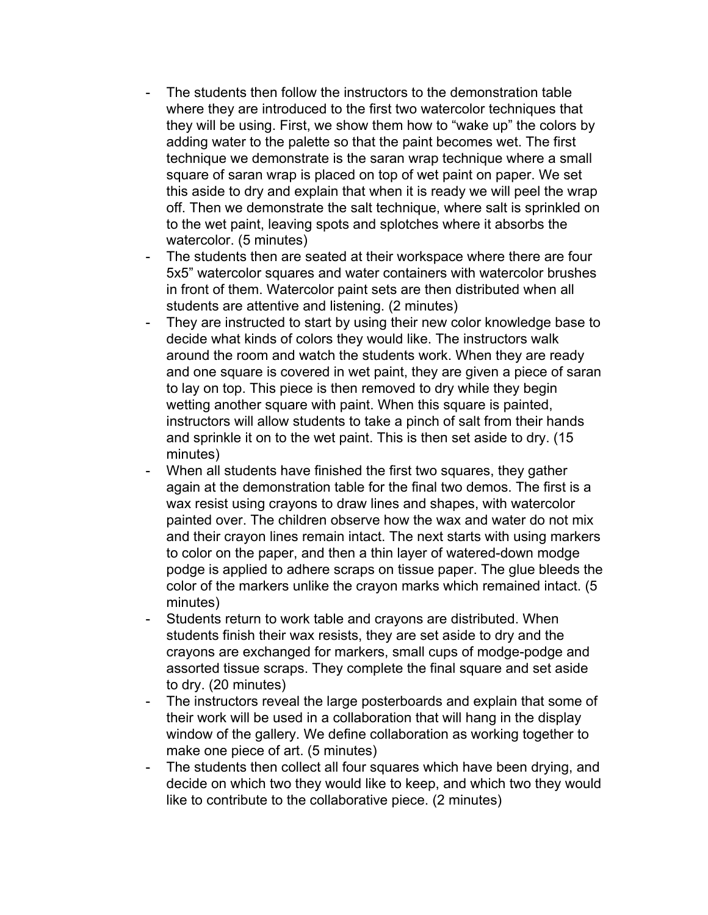- The students then follow the instructors to the demonstration table where they are introduced to the first two watercolor techniques that they will be using. First, we show them how to "wake up" the colors by adding water to the palette so that the paint becomes wet. The first technique we demonstrate is the saran wrap technique where a small square of saran wrap is placed on top of wet paint on paper. We set this aside to dry and explain that when it is ready we will peel the wrap off. Then we demonstrate the salt technique, where salt is sprinkled on to the wet paint, leaving spots and splotches where it absorbs the watercolor. (5 minutes)
- The students then are seated at their workspace where there are four 5x5" watercolor squares and water containers with watercolor brushes in front of them. Watercolor paint sets are then distributed when all students are attentive and listening. (2 minutes)
- They are instructed to start by using their new color knowledge base to decide what kinds of colors they would like. The instructors walk around the room and watch the students work. When they are ready and one square is covered in wet paint, they are given a piece of saran to lay on top. This piece is then removed to dry while they begin wetting another square with paint. When this square is painted, instructors will allow students to take a pinch of salt from their hands and sprinkle it on to the wet paint. This is then set aside to dry. (15 minutes)
- When all students have finished the first two squares, they gather again at the demonstration table for the final two demos. The first is a wax resist using crayons to draw lines and shapes, with watercolor painted over. The children observe how the wax and water do not mix and their crayon lines remain intact. The next starts with using markers to color on the paper, and then a thin layer of watered-down modge podge is applied to adhere scraps on tissue paper. The glue bleeds the color of the markers unlike the crayon marks which remained intact. (5 minutes)
- Students return to work table and crayons are distributed. When students finish their wax resists, they are set aside to dry and the crayons are exchanged for markers, small cups of modge-podge and assorted tissue scraps. They complete the final square and set aside to dry. (20 minutes)
- The instructors reveal the large posterboards and explain that some of their work will be used in a collaboration that will hang in the display window of the gallery. We define collaboration as working together to make one piece of art. (5 minutes)
- The students then collect all four squares which have been drying, and decide on which two they would like to keep, and which two they would like to contribute to the collaborative piece. (2 minutes)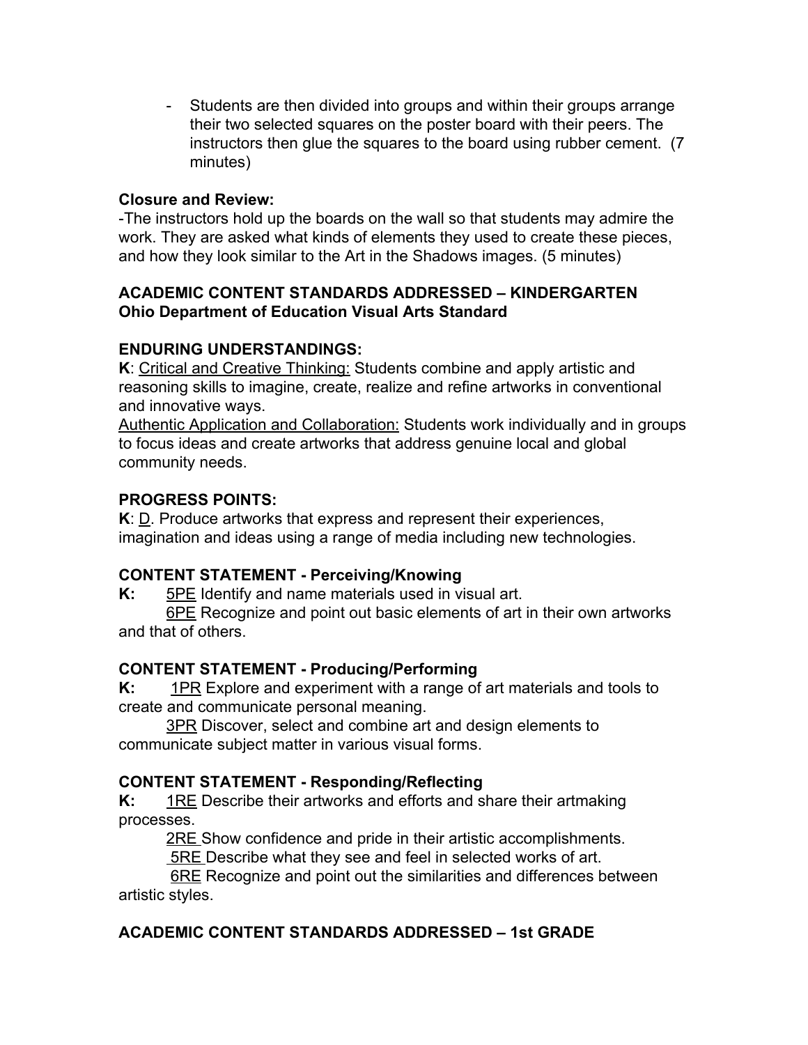- Students are then divided into groups and within their groups arrange their two selected squares on the poster board with their peers. The instructors then glue the squares to the board using rubber cement. (7 minutes)

**Closure and Review:**

-The instructors hold up the boards on the wall so that students may admire the work. They are asked what kinds of elements they used to create these pieces, and how they look similar to the Art in the Shadows images. (5 minutes)

**ACADEMIC CONTENT STANDARDS ADDRESSED – KINDERGARTEN**
**Ohio Department of Education Visual Arts Standard**

**ENDURING UNDERSTANDINGS:**

**K**: <u>Critical and Creative Thinking:</u> Students combine and apply artistic and reasoning skills to imagine, create, realize and refine artworks in conventional and innovative ways.

<u>Authentic Application and Collaboration:</u> Students work individually and in groups to focus ideas and create artworks that address genuine local and global community needs.

**PROGRESS POINTS:**

**K**: <u>D</u>. Produce artworks that express and represent their experiences, imagination and ideas using a range of media including new technologies.

**CONTENT STATEMENT - Perceiving/Knowing**

**K:** <u>5PE</u> Identify and name materials used in visual art.

<u>6PE</u> Recognize and point out basic elements of art in their own artworks and that of others.

**CONTENT STATEMENT - Producing/Performing**

**K:** <u>1PR</u> Explore and experiment with a range of art materials and tools to create and communicate personal meaning.

<u>3PR</u> Discover, select and combine art and design elements to communicate subject matter in various visual forms.

**CONTENT STATEMENT - Responding/Reflecting**

**K:** <u>1RE</u> Describe their artworks and efforts and share their artmaking processes.

<u>2RE</u> Show confidence and pride in their artistic accomplishments.

<u>5RE</u> Describe what they see and feel in selected works of art.

<u>6RE</u> Recognize and point out the similarities and differences between artistic styles.

**ACADEMIC CONTENT STANDARDS ADDRESSED – 1st GRADE**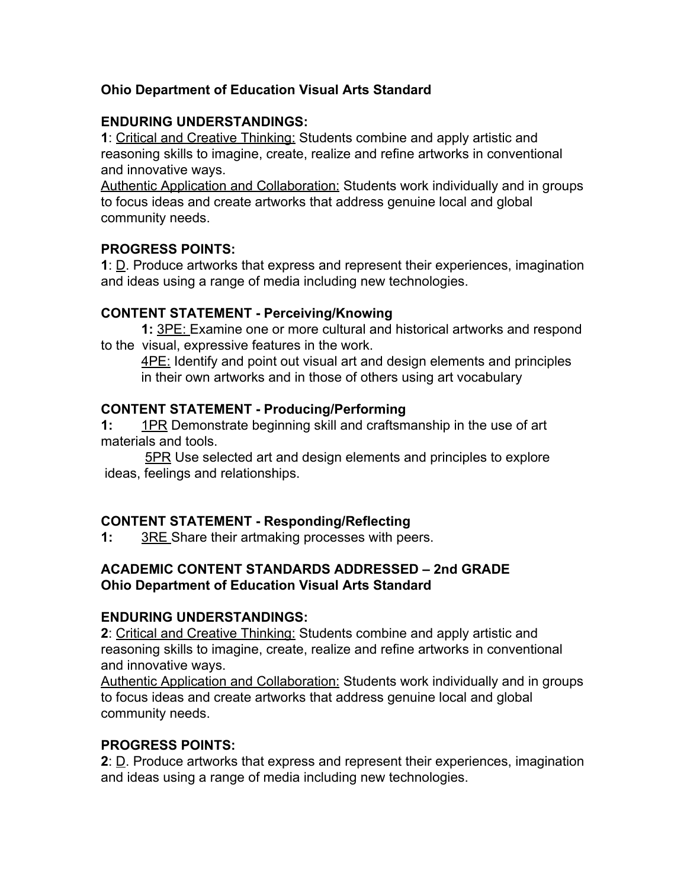**Ohio Department of Education Visual Arts Standard**

**ENDURING UNDERSTANDINGS:**

**1**: Critical and Creative Thinking: Students combine and apply artistic and reasoning skills to imagine, create, realize and refine artworks in conventional and innovative ways.

Authentic Application and Collaboration: Students work individually and in groups to focus ideas and create artworks that address genuine local and global community needs.

**PROGRESS POINTS:**

**1**: D. Produce artworks that express and represent their experiences, imagination and ideas using a range of media including new technologies.

**CONTENT STATEMENT - Perceiving/Knowing**

**1:** 3PE: Examine one or more cultural and historical artworks and respond to the visual, expressive features in the work.

4PE: Identify and point out visual art and design elements and principles in their own artworks and in those of others using art vocabulary

**CONTENT STATEMENT - Producing/Performing**

**1:** 1PR Demonstrate beginning skill and craftsmanship in the use of art materials and tools.

5PR Use selected art and design elements and principles to explore ideas, feelings and relationships.

**CONTENT STATEMENT - Responding/Reflecting**

**1:** 3RE Share their artmaking processes with peers.

**ACADEMIC CONTENT STANDARDS ADDRESSED – 2nd GRADE**
**Ohio Department of Education Visual Arts Standard**

**ENDURING UNDERSTANDINGS:**

**2**: Critical and Creative Thinking: Students combine and apply artistic and reasoning skills to imagine, create, realize and refine artworks in conventional and innovative ways.

Authentic Application and Collaboration: Students work individually and in groups to focus ideas and create artworks that address genuine local and global community needs.

**PROGRESS POINTS:**

**2**: D. Produce artworks that express and represent their experiences, imagination and ideas using a range of media including new technologies.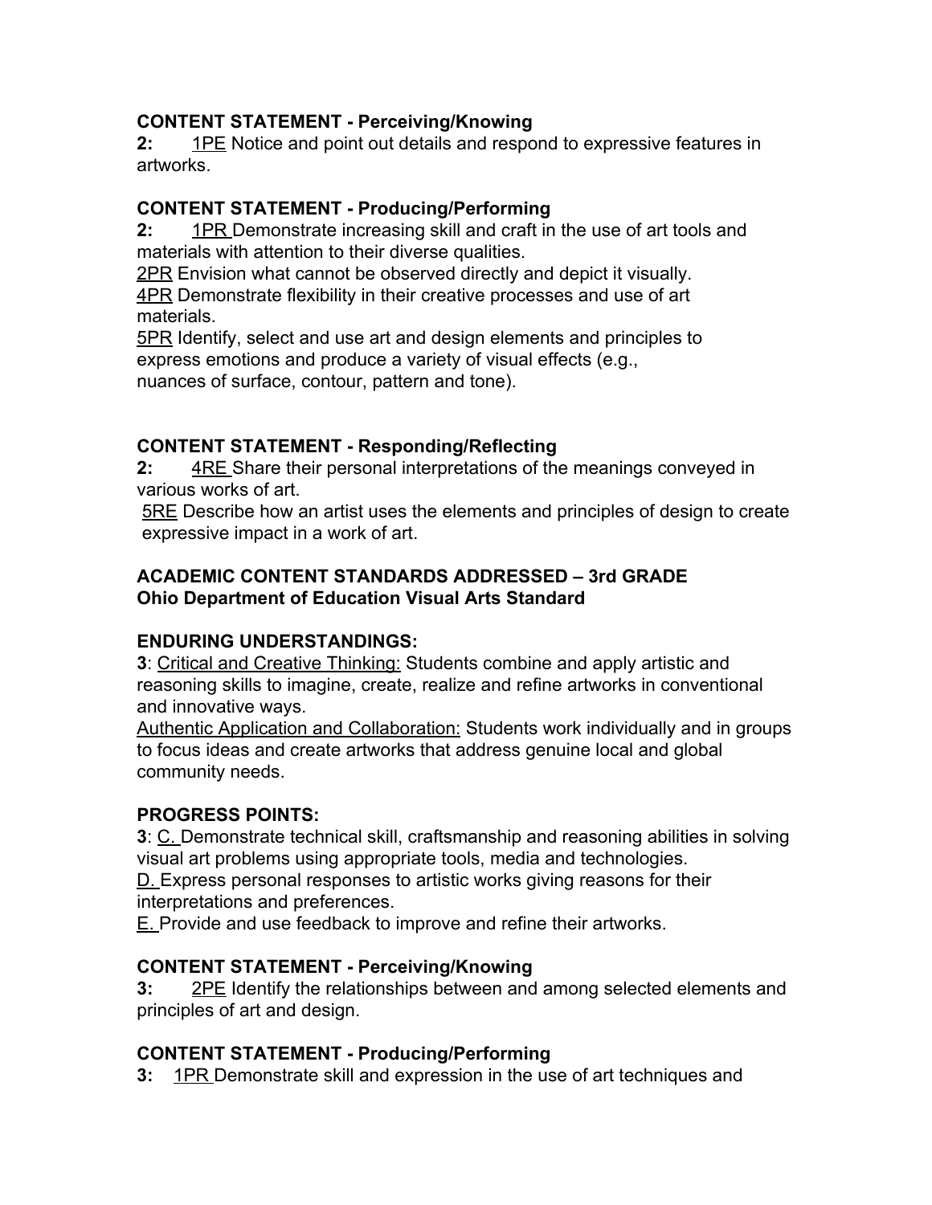**CONTENT STATEMENT - Perceiving/Knowing**

**2:** <u>1PE</u> Notice and point out details and respond to expressive features in artworks.

**CONTENT STATEMENT - Producing/Performing**

**2:** <u>1PR</u> Demonstrate increasing skill and craft in the use of art tools and materials with attention to their diverse qualities.

<u>2PR</u> Envision what cannot be observed directly and depict it visually.

<u>4PR</u> Demonstrate flexibility in their creative processes and use of art materials.

<u>5PR</u> Identify, select and use art and design elements and principles to express emotions and produce a variety of visual effects (e.g., nuances of surface, contour, pattern and tone).

**CONTENT STATEMENT - Responding/Reflecting**

**2:** <u>4RE</u> Share their personal interpretations of the meanings conveyed in various works of art.

<u>5RE</u> Describe how an artist uses the elements and principles of design to create expressive impact in a work of art.

**ACADEMIC CONTENT STANDARDS ADDRESSED – 3rd GRADE**
**Ohio Department of Education Visual Arts Standard**

**ENDURING UNDERSTANDINGS:**

**3**: <u>Critical and Creative Thinking:</u> Students combine and apply artistic and reasoning skills to imagine, create, realize and refine artworks in conventional and innovative ways.

<u>Authentic Application and Collaboration:</u> Students work individually and in groups to focus ideas and create artworks that address genuine local and global community needs.

**PROGRESS POINTS:**

**3**: <u>C.</u> Demonstrate technical skill, craftsmanship and reasoning abilities in solving visual art problems using appropriate tools, media and technologies.

<u>D.</u> Express personal responses to artistic works giving reasons for their interpretations and preferences.

<u>E.</u> Provide and use feedback to improve and refine their artworks.

**CONTENT STATEMENT - Perceiving/Knowing**

**3:** <u>2PE</u> Identify the relationships between and among selected elements and principles of art and design.

**CONTENT STATEMENT - Producing/Performing**

**3:** <u>1PR</u> Demonstrate skill and expression in the use of art techniques and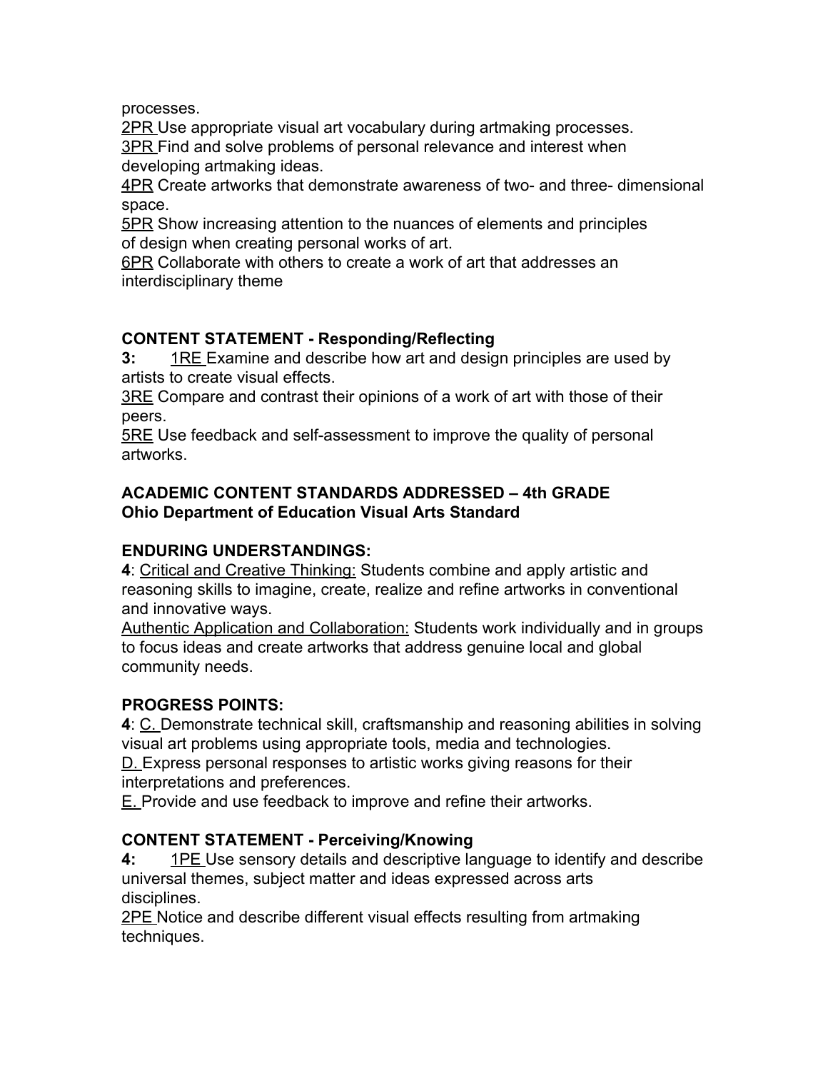processes.

<u>2PR</u> Use appropriate visual art vocabulary during artmaking processes.

<u>3PR</u> Find and solve problems of personal relevance and interest when developing artmaking ideas.

<u>4PR</u> Create artworks that demonstrate awareness of two- and three- dimensional space.

<u>5PR</u> Show increasing attention to the nuances of elements and principles of design when creating personal works of art.

<u>6PR</u> Collaborate with others to create a work of art that addresses an interdisciplinary theme

**CONTENT STATEMENT - Responding/Reflecting**

**3:** <u>1RE</u> Examine and describe how art and design principles are used by artists to create visual effects.

<u>3RE</u> Compare and contrast their opinions of a work of art with those of their peers.

<u>5RE</u> Use feedback and self-assessment to improve the quality of personal artworks.

**ACADEMIC CONTENT STANDARDS ADDRESSED – 4th GRADE**
**Ohio Department of Education Visual Arts Standard**

**ENDURING UNDERSTANDINGS:**

**4**: <u>Critical and Creative Thinking:</u> Students combine and apply artistic and reasoning skills to imagine, create, realize and refine artworks in conventional and innovative ways.

<u>Authentic Application and Collaboration:</u> Students work individually and in groups to focus ideas and create artworks that address genuine local and global community needs.

**PROGRESS POINTS:**

**4**: <u>C.</u> Demonstrate technical skill, craftsmanship and reasoning abilities in solving visual art problems using appropriate tools, media and technologies.

<u>D.</u> Express personal responses to artistic works giving reasons for their interpretations and preferences.

<u>E.</u> Provide and use feedback to improve and refine their artworks.

**CONTENT STATEMENT - Perceiving/Knowing**

**4:** <u>1PE</u> Use sensory details and descriptive language to identify and describe universal themes, subject matter and ideas expressed across arts disciplines.

<u>2PE</u> Notice and describe different visual effects resulting from artmaking techniques.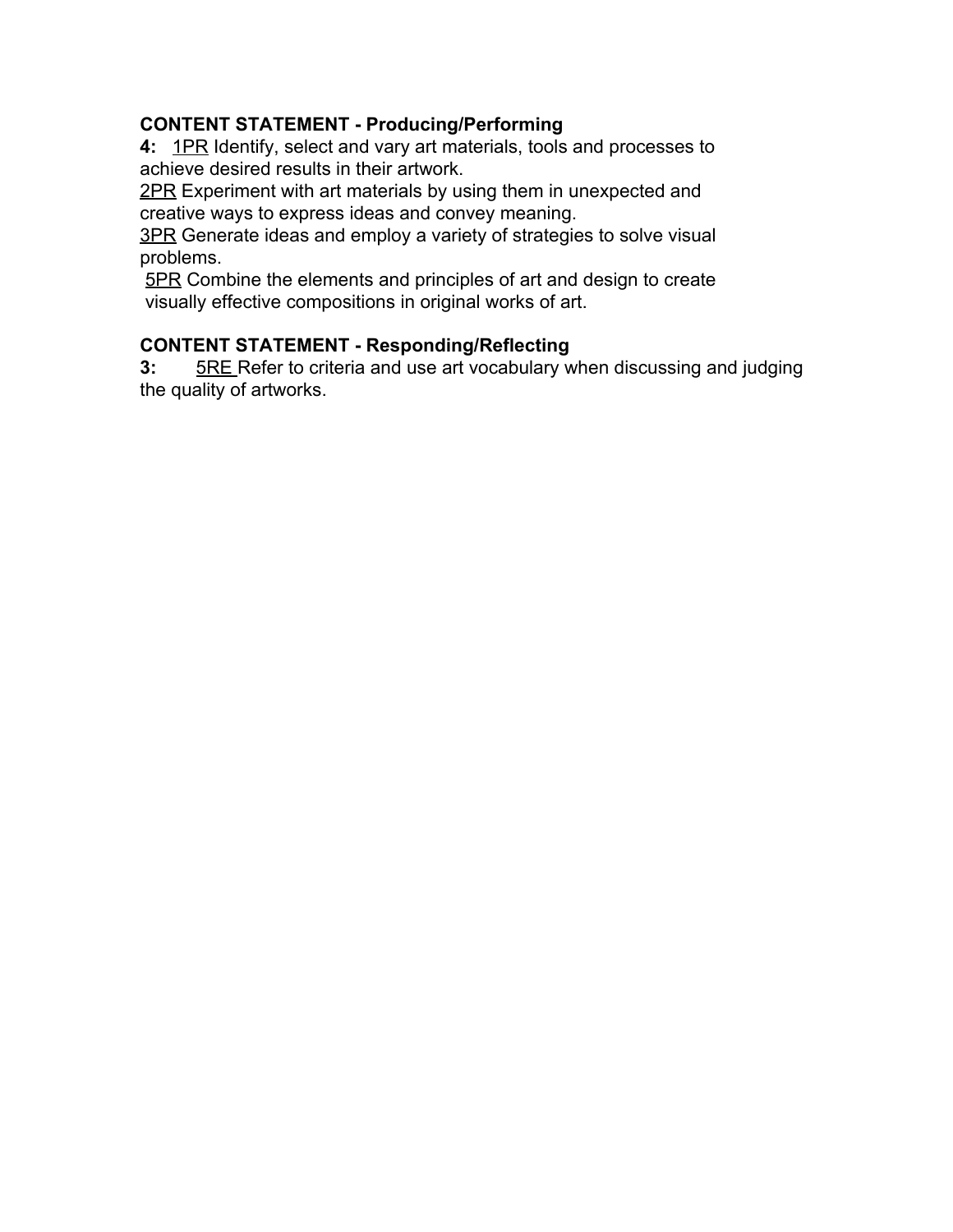**CONTENT STATEMENT - Producing/Performing**

**4:** 1PR Identify, select and vary art materials, tools and processes to achieve desired results in their artwork.

2PR Experiment with art materials by using them in unexpected and creative ways to express ideas and convey meaning.

3PR Generate ideas and employ a variety of strategies to solve visual problems.

5PR Combine the elements and principles of art and design to create visually effective compositions in original works of art.

**CONTENT STATEMENT - Responding/Reflecting**

**3:** 5RE Refer to criteria and use art vocabulary when discussing and judging the quality of artworks.